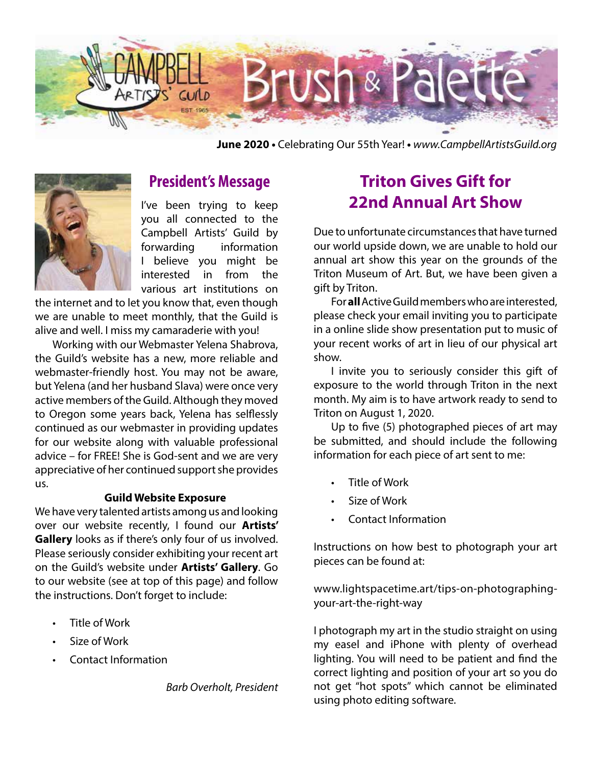# Brush & Palette

Campbell Artists' Guild EST 1965

**June 2020** • Celebrating Our 55th Year! • *www.CampbellArtistsGuild.org*

## President's Message

I've been trying to keep you all connected to the Campbell Artists' Guild by forwarding information I believe you might be interested in from the various art institutions on the internet and to let you know that, even though we are unable to meet monthly, that the Guild is alive and well. I miss my camaraderie with you!

Working with our Webmaster Yelena Shabrova, the Guild's website has a new, more reliable and webmaster-friendly host. You may not be aware, but Yelena (and her husband Slava) were once very active members of the Guild. Although they moved to Oregon some years back, Yelena has selflessly continued as our webmaster in providing updates for our website along with valuable professional advice – for FREE! She is God-sent and we are very appreciative of her continued support she provides us.

**Guild Website Exposure**

We have very talented artists among us and looking over our website recently, I found our **Artists' Gallery** looks as if there's only four of us involved. Please seriously consider exhibiting your recent art on the Guild's website under **Artists' Gallery**. Go to our website (see at top of this page) and follow the instructions. Don't forget to include:

- Title of Work
- Size of Work
- Contact Information

*Barb Overholt, President*

## Triton Gives Gift for 22nd Annual Art Show

Due to unfortunate circumstances that have turned our world upside down, we are unable to hold our annual art show this year on the grounds of the Triton Museum of Art. But, we have been given a gift by Triton.

For **all** Active Guild members who are interested, please check your email inviting you to participate in a online slide show presentation put to music of your recent works of art in lieu of our physical art show.

I invite you to seriously consider this gift of exposure to the world through Triton in the next month. My aim is to have artwork ready to send to Triton on August 1, 2020.

Up to five (5) photographed pieces of art may be submitted, and should include the following information for each piece of art sent to me:

- Title of Work
- Size of Work
- Contact Information

Instructions on how best to photograph your art pieces can be found at:

www.lightspacetime.art/tips-on-photographing-your-art-the-right-way

I photograph my art in the studio straight on using my easel and iPhone with plenty of overhead lighting. You will need to be patient and find the correct lighting and position of your art so you do not get "hot spots" which cannot be eliminated using photo editing software.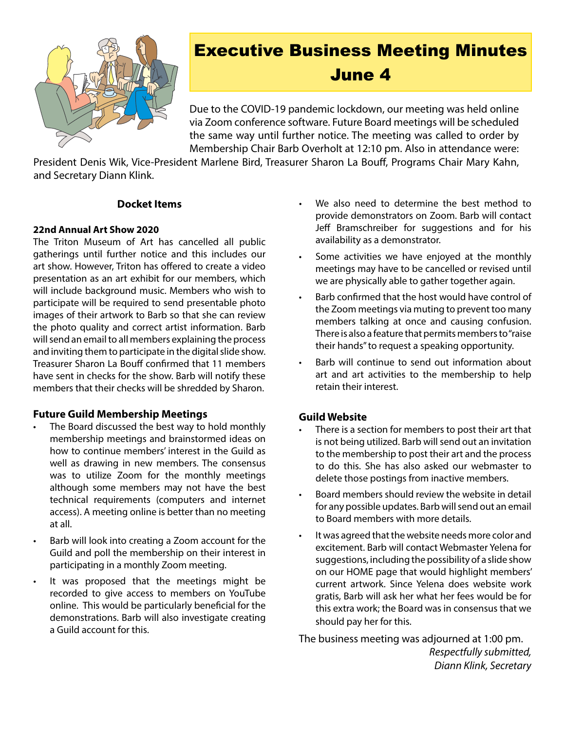# Executive Business Meeting Minutes June 4

Due to the COVID-19 pandemic lockdown, our meeting was held online via Zoom conference software. Future Board meetings will be scheduled the same way until further notice. The meeting was called to order by Membership Chair Barb Overholt at 12:10 pm. Also in attendance were: President Denis Wik, Vice-President Marlene Bird, Treasurer Sharon La Bouff, Programs Chair Mary Kahn, and Secretary Diann Klink.

## Docket Items

### 22nd Annual Art Show 2020

The Triton Museum of Art has cancelled all public gatherings until further notice and this includes our art show. However, Triton has offered to create a video presentation as an art exhibit for our members, which will include background music. Members who wish to participate will be required to send presentable photo images of their artwork to Barb so that she can review the photo quality and correct artist information. Barb will send an email to all members explaining the process and inviting them to participate in the digital slide show. Treasurer Sharon La Bouff confirmed that 11 members have sent in checks for the show. Barb will notify these members that their checks will be shredded by Sharon.

### Future Guild Membership Meetings

- The Board discussed the best way to hold monthly membership meetings and brainstormed ideas on how to continue members' interest in the Guild as well as drawing in new members. The consensus was to utilize Zoom for the monthly meetings although some members may not have the best technical requirements (computers and internet access). A meeting online is better than no meeting at all.
- Barb will look into creating a Zoom account for the Guild and poll the membership on their interest in participating in a monthly Zoom meeting.
- It was proposed that the meetings might be recorded to give access to members on YouTube online. This would be particularly beneficial for the demonstrations. Barb will also investigate creating a Guild account for this.
- We also need to determine the best method to provide demonstrators on Zoom. Barb will contact Jeff Bramschreiber for suggestions and for his availability as a demonstrator.
- Some activities we have enjoyed at the monthly meetings may have to be cancelled or revised until we are physically able to gather together again.
- Barb confirmed that the host would have control of the Zoom meetings via muting to prevent too many members talking at once and causing confusion. There is also a feature that permits members to "raise their hands" to request a speaking opportunity.
- Barb will continue to send out information about art and art activities to the membership to help retain their interest.

### Guild Website

- There is a section for members to post their art that is not being utilized. Barb will send out an invitation to the membership to post their art and the process to do this. She has also asked our webmaster to delete those postings from inactive members.
- Board members should review the website in detail for any possible updates. Barb will send out an email to Board members with more details.
- It was agreed that the website needs more color and excitement. Barb will contact Webmaster Yelena for suggestions, including the possibility of a slide show on our HOME page that would highlight members' current artwork. Since Yelena does website work gratis, Barb will ask her what her fees would be for this extra work; the Board was in consensus that we should pay her for this.

The business meeting was adjourned at 1:00 pm.

*Respectfully submitted,*
*Diann Klink, Secretary*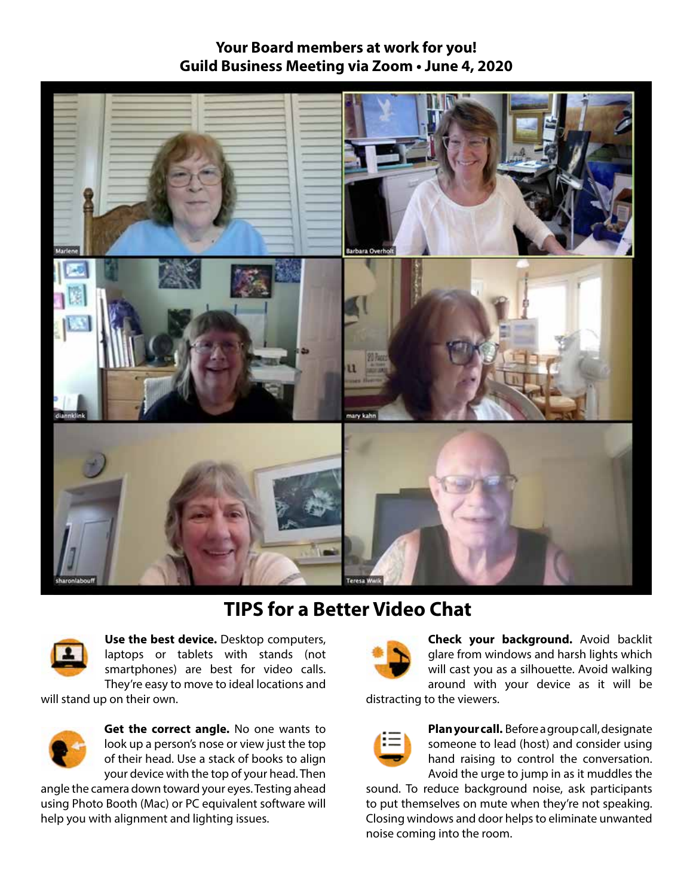**Your Board members at work for you!**
**Guild Business Meeting via Zoom • June 4, 2020**

Marlene

Barbara Overholt

diannklink

mary kahn

sharonlabouff

Teresa Wwik

# TIPS for a Better Video Chat

**Use the best device.** Desktop computers, laptops or tablets with stands (not smartphones) are best for video calls. They're easy to move to ideal locations and will stand up on their own.

**Get the correct angle.** No one wants to look up a person's nose or view just the top of their head. Use a stack of books to align your device with the top of your head. Then angle the camera down toward your eyes. Testing ahead using Photo Booth (Mac) or PC equivalent software will help you with alignment and lighting issues.

**Check your background.** Avoid backlit glare from windows and harsh lights which will cast you as a silhouette. Avoid walking around with your device as it will be distracting to the viewers.

**Plan your call.** Before a group call, designate someone to lead (host) and consider using hand raising to control the conversation. Avoid the urge to jump in as it muddles the sound. To reduce background noise, ask participants to put themselves on mute when they're not speaking. Closing windows and door helps to eliminate unwanted noise coming into the room.